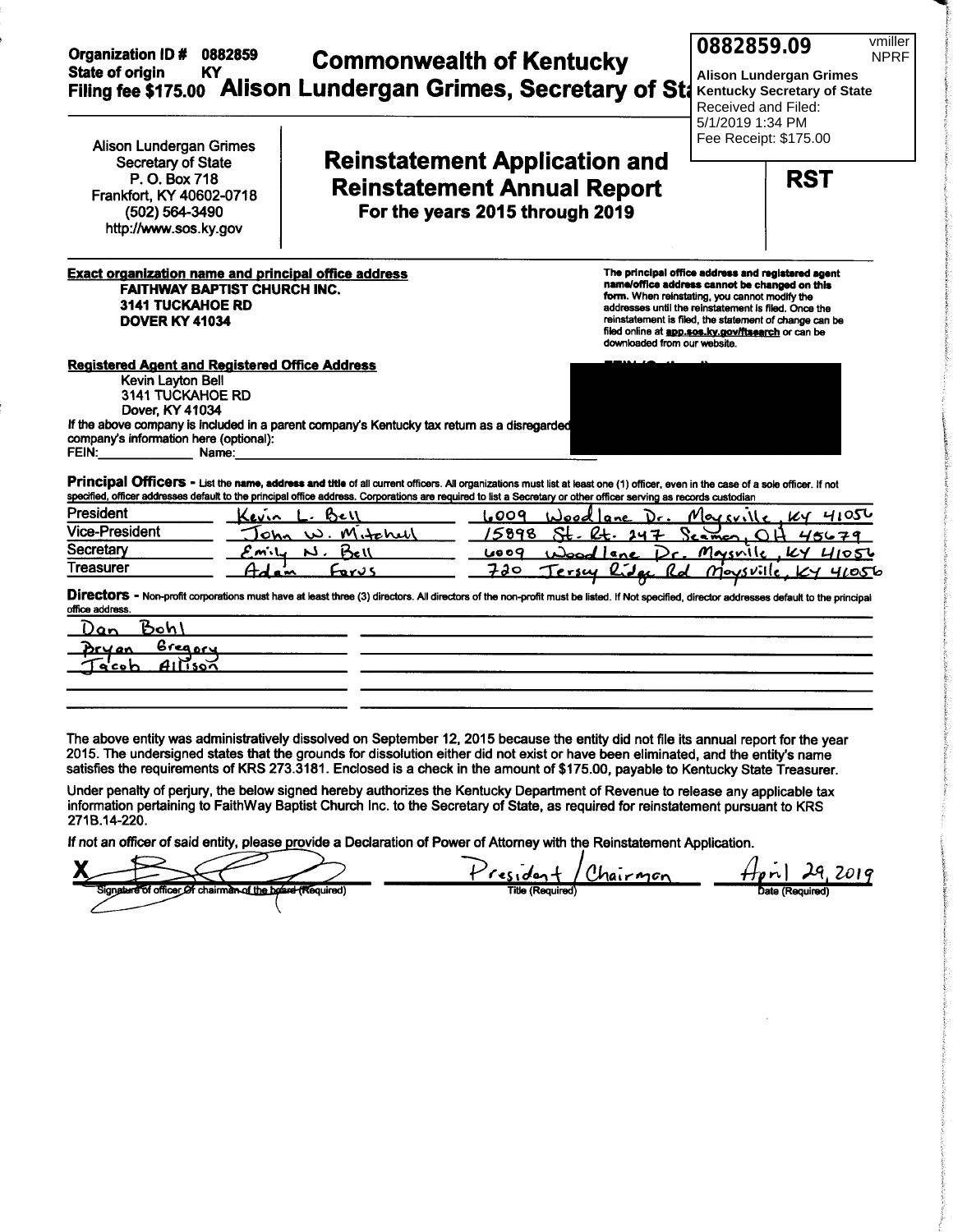**Organization ID # 0882859**
**State of origin KY**
**Filing fee $175.00**

# Commonwealth of Kentucky

## Alison Lundergan Grimes, Secretary of St

0882859.09 vmiller NPRF
**Alison Lundergan Grimes**
**Kentucky Secretary of State**
Received and Filed:
5/1/2019 1:34 PM
Fee Receipt: $175.00

Alison Lundergan Grimes
Secretary of State
P. O. Box 718
Frankfort, KY 40602-0718
(502) 564-3490
http://www.sos.ky.gov

# Reinstatement Application and Reinstatement Annual Report

**For the years 2015 through 2019**

**RST**

**Exact organization name and principal office address**
**FAITHWAY BAPTIST CHURCH INC.**
**3141 TUCKAHOE RD**
**DOVER KY 41034**

**The principal office address and registered agent name/office address cannot be changed on this form. When reinstating, you cannot modify the addresses until the reinstatement is filed. Once the reinstatement is filed, the statement of change can be filed online at app.sos.ky.gov/ftsearch or can be downloaded from our website.**

**Registered Agent and Registered Office Address**
Kevin Layton Bell
3141 TUCKAHOE RD
Dover, KY 41034

If the above company is included in a parent company's Kentucky tax return as a disregarded company's information here (optional):
FEIN:\_\_\_\_\_\_\_\_\_\_\_\_ Name:\_\_\_\_\_\_\_\_\_\_\_\_

**Principal Officers** - List the name, address and title of all current officers. All organizations must list at least one (1) officer, even in the case of a sole officer. If not specified, officer addresses default to the principal office address. Corporations are required to list a Secretary or other officer serving as records custodian

| Title | Name | Address |
|---|---|---|
| President | Kevin L. Bell | 6009 Woodlane Dr. Maysville, KY 41056 |
| Vice-President | John W. Mitchell | 15898 St. Rt. 247 Seaman, OH 45679 |
| Secretary | Emily N. Bell | 6009 Woodlane Dr. Maysville, KY 41056 |
| Treasurer | Adam Farus | 720 Jersey Ridge Rd Maysville, KY 41056 |

**Directors** - Non-profit corporations must have at least three (3) directors. All directors of the non-profit must be listed. If Not specified, director addresses default to the principal office address.

Dan Bohl
Bryan Gregory
Jacob Allison

The above entity was administratively dissolved on September 12, 2015 because the entity did not file its annual report for the year 2015. The undersigned states that the grounds for dissolution either did not exist or have been eliminated, and the entity's name satisfies the requirements of KRS 273.3181. Enclosed is a check in the amount of $175.00, payable to Kentucky State Treasurer.

Under penalty of perjury, the below signed hereby authorizes the Kentucky Department of Revenue to release any applicable tax information pertaining to FaithWay Baptist Church Inc. to the Secretary of State, as required for reinstatement pursuant to KRS 271B.14-220.

If not an officer of said entity, please provide a Declaration of Power of Attorney with the Reinstatement Application.

| X [signature] | President / Chairman | April 29, 2019 |
|---|---|---|
| Signature of officer or chairman of the board (Required) | Title (Required) | Date (Required) |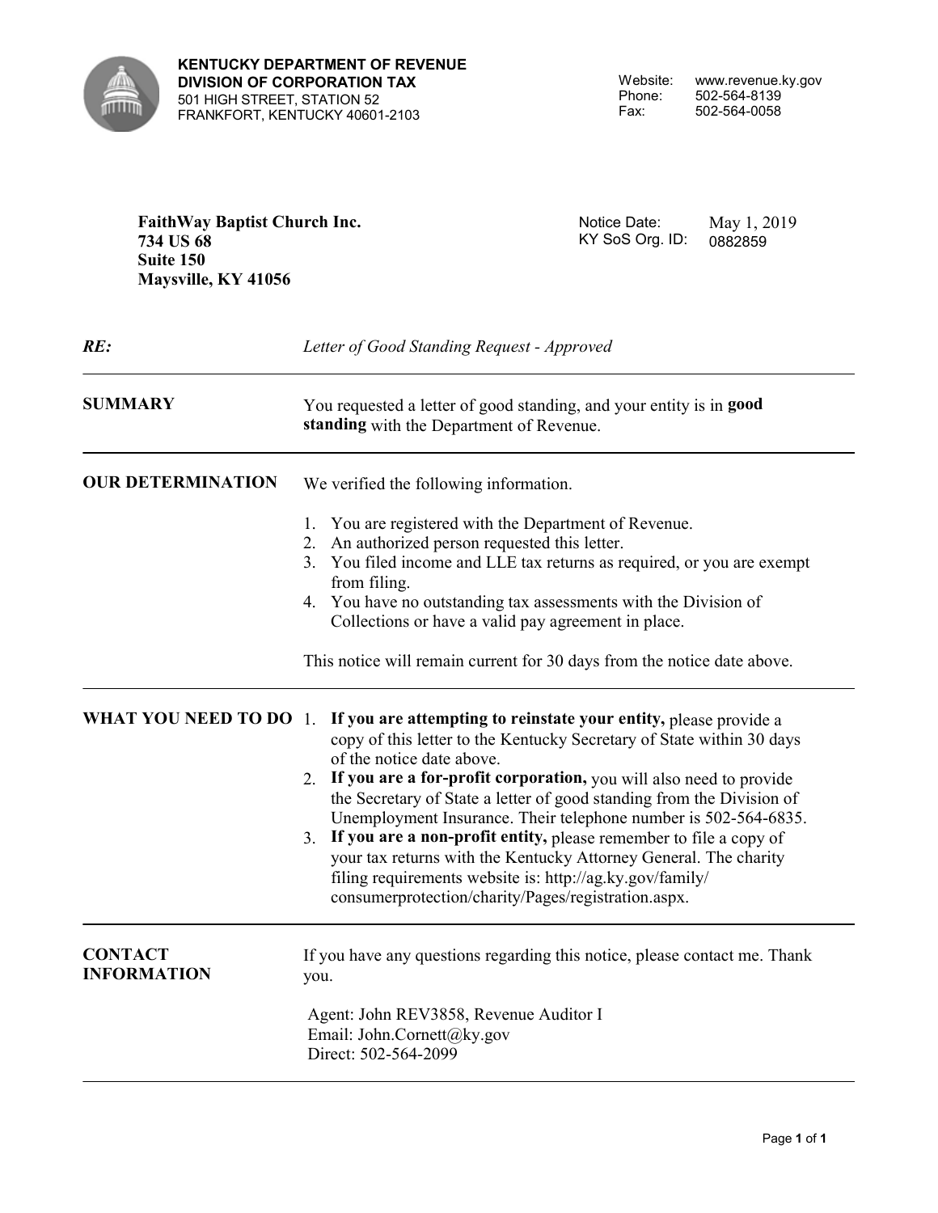**KENTUCKY DEPARTMENT OF REVENUE**
**DIVISION OF CORPORATION TAX**
501 HIGH STREET, STATION 52
FRANKFORT, KENTUCKY 40601-2103

Website: www.revenue.ky.gov
Phone: 502-564-8139
Fax: 502-564-0058

**FaithWay Baptist Church Inc.**
**734 US 68**
**Suite 150**
**Maysville, KY 41056**

Notice Date: May 1, 2019
KY SoS Org. ID: 0882859

***RE:*** *Letter of Good Standing Request - Approved*

---

**SUMMARY**

You requested a letter of good standing, and your entity is in **good standing** with the Department of Revenue.

---

**OUR DETERMINATION**

We verified the following information.

1. You are registered with the Department of Revenue.
2. An authorized person requested this letter.
3. You filed income and LLE tax returns as required, or you are exempt from filing.
4. You have no outstanding tax assessments with the Division of Collections or have a valid pay agreement in place.

This notice will remain current for 30 days from the notice date above.

---

**WHAT YOU NEED TO DO**

1. **If you are attempting to reinstate your entity,** please provide a copy of this letter to the Kentucky Secretary of State within 30 days of the notice date above.
2. **If you are a for-profit corporation,** you will also need to provide the Secretary of State a letter of good standing from the Division of Unemployment Insurance. Their telephone number is 502-564-6835.
3. **If you are a non-profit entity,** please remember to file a copy of your tax returns with the Kentucky Attorney General. The charity filing requirements website is: http://ag.ky.gov/family/consumerprotection/charity/Pages/registration.aspx.

---

**CONTACT INFORMATION**

If you have any questions regarding this notice, please contact me. Thank you.

Agent: John REV3858, Revenue Auditor I
Email: John.Cornett@ky.gov
Direct: 502-564-2099